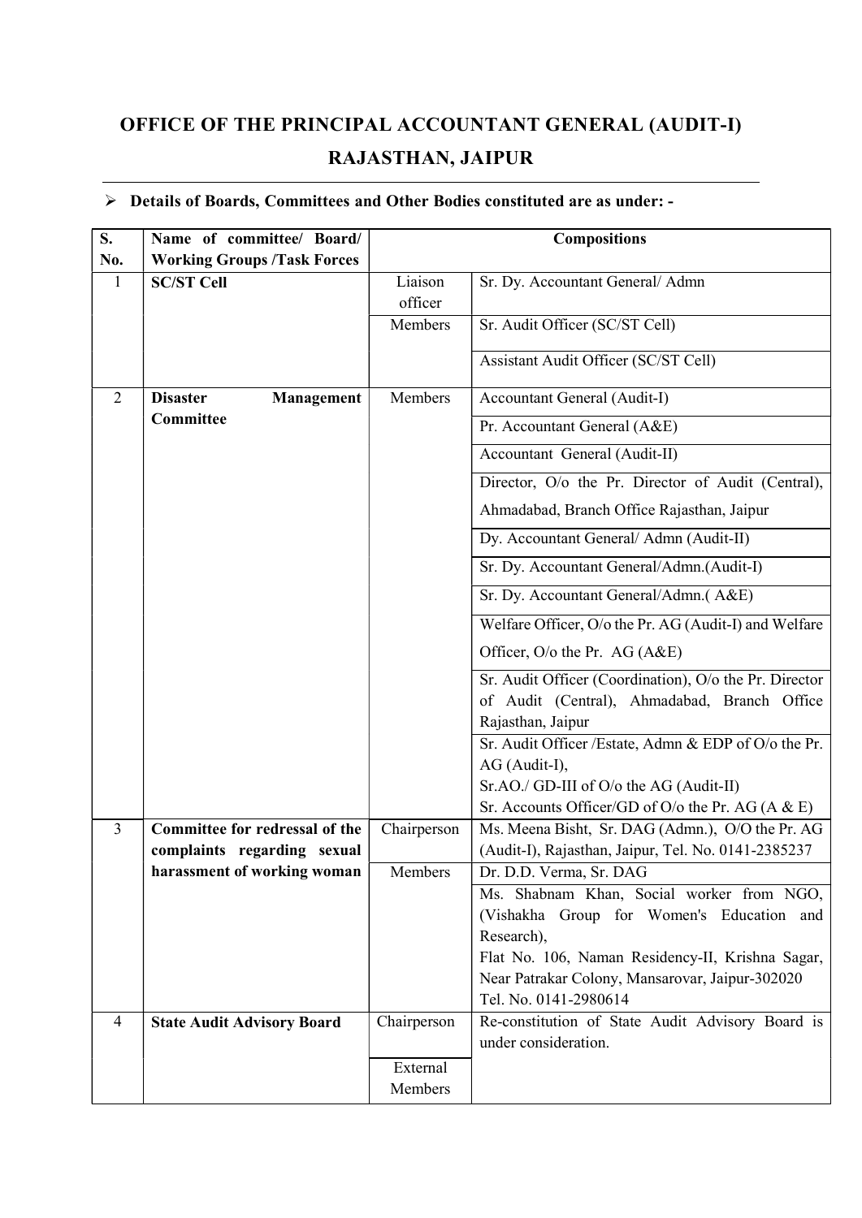# OFFICE OF THE PRINCIPAL ACCOUNTANT GENERAL (AUDIT-I) RAJASTHAN, JAIPUR

- **Details of Boards, Committees and Other Bodies constituted are as under: -**

| S. No. | Name of committee/ Board/ Working Groups /Task Forces | Compositions | |
|---|---|---|---|
| 1 | **SC/ST Cell** | Liaison officer | Sr. Dy. Accountant General/ Admn |
| | | Members | Sr. Audit Officer (SC/ST Cell) |
| | | | Assistant Audit Officer (SC/ST Cell) |
| 2 | **Disaster Management Committee** | Members | Accountant General (Audit-I) |
| | | | Pr. Accountant General (A&E) |
| | | | Accountant General (Audit-II) |
| | | | Director, O/o the Pr. Director of Audit (Central), Ahmadabad, Branch Office Rajasthan, Jaipur |
| | | | Dy. Accountant General/ Admn (Audit-II) |
| | | | Sr. Dy. Accountant General/Admn.(Audit-I) |
| | | | Sr. Dy. Accountant General/Admn.( A&E) |
| | | | Welfare Officer, O/o the Pr. AG (Audit-I) and Welfare Officer, O/o the Pr. AG (A&E) |
| | | | Sr. Audit Officer (Coordination), O/o the Pr. Director of Audit (Central), Ahmadabad, Branch Office Rajasthan, Jaipur |
| | | | Sr. Audit Officer /Estate, Admn & EDP of O/o the Pr. AG (Audit-I), Sr.AO./ GD-III of O/o the AG (Audit-II) Sr. Accounts Officer/GD of O/o the Pr. AG (A & E) |
| 3 | **Committee for redressal of the complaints regarding sexual harassment of working woman** | Chairperson | Ms. Meena Bisht, Sr. DAG (Admn.), O/O the Pr. AG (Audit-I), Rajasthan, Jaipur, Tel. No. 0141-2385237 |
| | | Members | Dr. D.D. Verma, Sr. DAG |
| | | | Ms. Shabnam Khan, Social worker from NGO, (Vishakha Group for Women's Education and Research), Flat No. 106, Naman Residency-II, Krishna Sagar, Near Patrakar Colony, Mansarovar, Jaipur-302020 Tel. No. 0141-2980614 |
| 4 | **State Audit Advisory Board** | Chairperson | Re-constitution of State Audit Advisory Board is under consideration. |
| | | External Members | |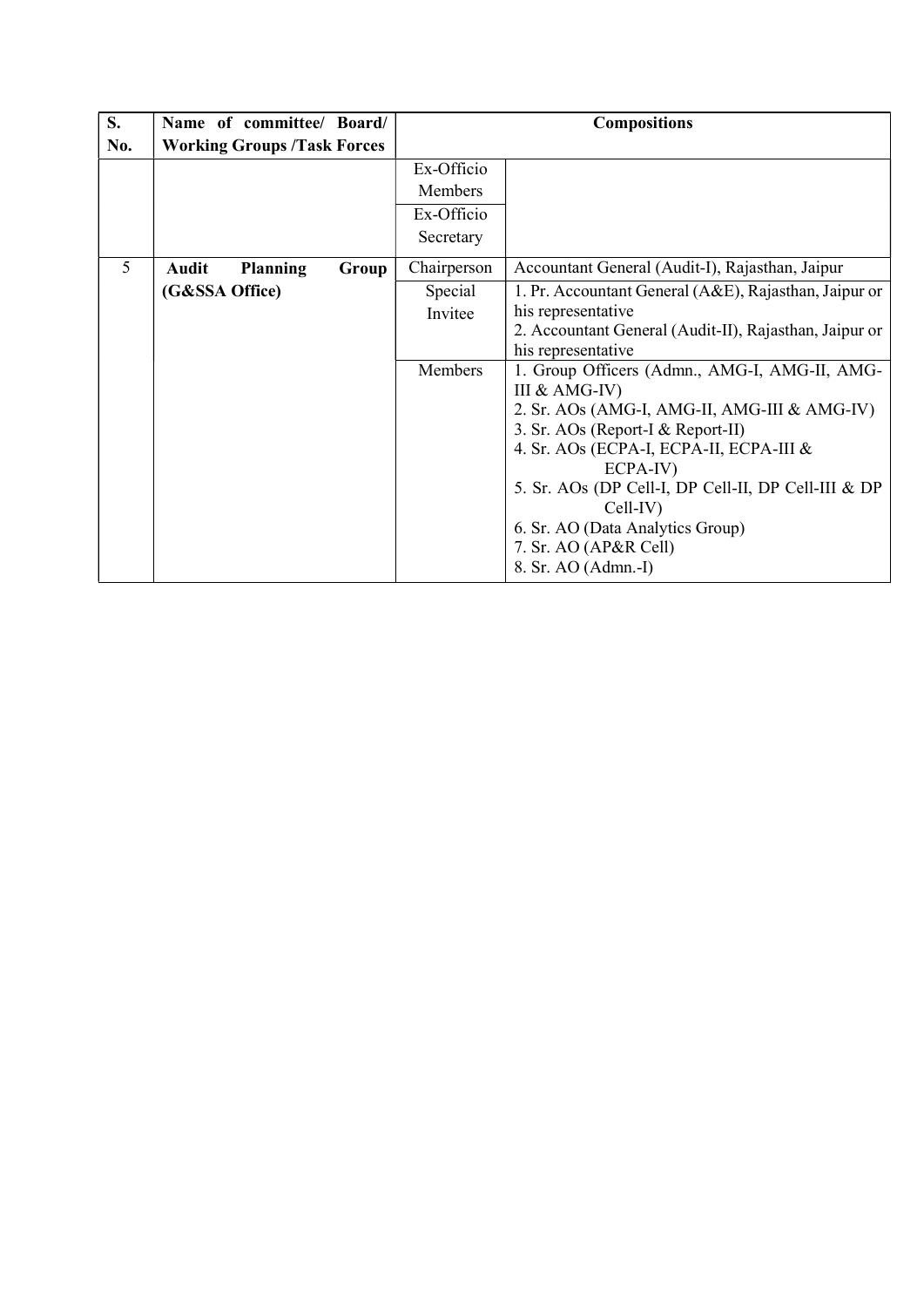| S. No. | Name of committee/ Board/ Working Groups /Task Forces | Compositions | |
|---|---|---|---|
| | | Ex-Officio Members | |
| | | Ex-Officio Secretary | |
| 5 | **Audit Planning Group (G&SSA Office)** | Chairperson | Accountant General (Audit-I), Rajasthan, Jaipur |
| | | Special Invitee | 1. Pr. Accountant General (A&E), Rajasthan, Jaipur or his representative<br>2. Accountant General (Audit-II), Rajasthan, Jaipur or his representative |
| | | Members | 1. Group Officers (Admn., AMG-I, AMG-II, AMG-III & AMG-IV)<br>2. Sr. AOs (AMG-I, AMG-II, AMG-III & AMG-IV)<br>3. Sr. AOs (Report-I & Report-II)<br>4. Sr. AOs (ECPA-I, ECPA-II, ECPA-III & ECPA-IV)<br>5. Sr. AOs (DP Cell-I, DP Cell-II, DP Cell-III & DP Cell-IV)<br>6. Sr. AO (Data Analytics Group)<br>7. Sr. AO (AP&R Cell)<br>8. Sr. AO (Admn.-I) |